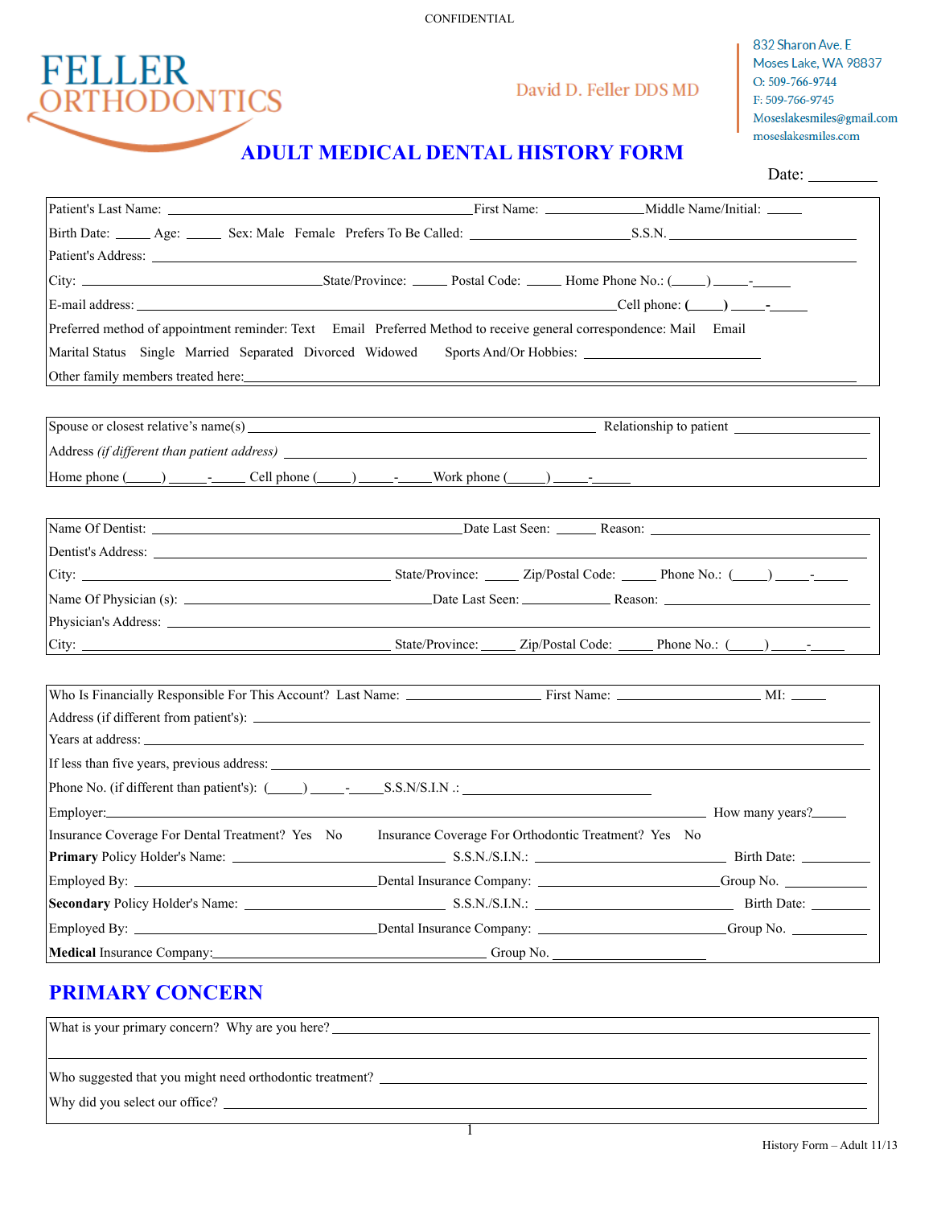CONFIDENTIAL

FELLER ORTHODONTICS

David D. Feller DDS MD

832 Sharon Ave. E
Moses Lake, WA 98837
O: 509-766-9744
F: 509-766-9745
Moseslakesmiles@gmail.com
moseslakesmiles.com

# ADULT MEDICAL DENTAL HISTORY FORM

Date: _________

Patient's Last Name: ______________________ First Name: ______________ Middle Name/Initial: _____

Birth Date: _____ Age: _____ Sex: Male Female Prefers To Be Called: ______________________ S.S.N. ______________________

Patient's Address: ____________________________________________

City: ______________________ State/Province: _____ Postal Code: _____ Home Phone No.: (_____) _____-_____

E-mail address: ____________________________________________ Cell phone: (_____) _____-_____

Preferred method of appointment reminder: Text Email Preferred Method to receive general correspondence: Mail Email

Marital Status Single Married Separated Divorced Widowed Sports And/Or Hobbies: ______________________

Other family members treated here: ____________________________________________

---

Spouse or closest relative's name(s) ______________________ Relationship to patient ______________

Address *(if different than patient address)* ____________________________________________

Home phone (_____) _____-_____ Cell phone (_____) _____-_____ Work phone (_____) _____-_____

---

Name Of Dentist: ______________________ Date Last Seen: ______ Reason: ______________________

Dentist's Address: ____________________________________________

City: ______________________ State/Province: _____ Zip/Postal Code: _____ Phone No.: (_____) _____-_____

Name Of Physician (s): ______________________ Date Last Seen: ____________ Reason: ______________________

Physician's Address: ____________________________________________

City: ______________________ State/Province: _____ Zip/Postal Code: _____ Phone No.: (_____) _____-_____

---

Who Is Financially Responsible For This Account? Last Name: ______________ First Name: ______________ MI: _____

Address (if different from patient's): ____________________________________________

Years at address: ____________________________________________

If less than five years, previous address: ____________________________________________

Phone No. (if different than patient's): (_____) _____-_____ S.S.N/S.I.N .: ______________________

Employer: ____________________________________________ How many years? _____

Insurance Coverage For Dental Treatment? Yes No Insurance Coverage For Orthodontic Treatment? Yes No

**Primary** Policy Holder's Name: ______________________ S.S.N./S.I.N.: ______________________ Birth Date: __________

Employed By: ______________________ Dental Insurance Company: ______________________ Group No. __________

**Secondary** Policy Holder's Name: ______________________ S.S.N./S.I.N.: ______________________ Birth Date: __________

Employed By: ______________________ Dental Insurance Company: ______________________ Group No. __________

**Medical** Insurance Company: ______________________ Group No. ______________________

## PRIMARY CONCERN

What is your primary concern? Why are you here? ____________________________________________

____________________________________________

Who suggested that you might need orthodontic treatment? ____________________________________________

Why did you select our office? ____________________________________________

History Form – Adult 11/13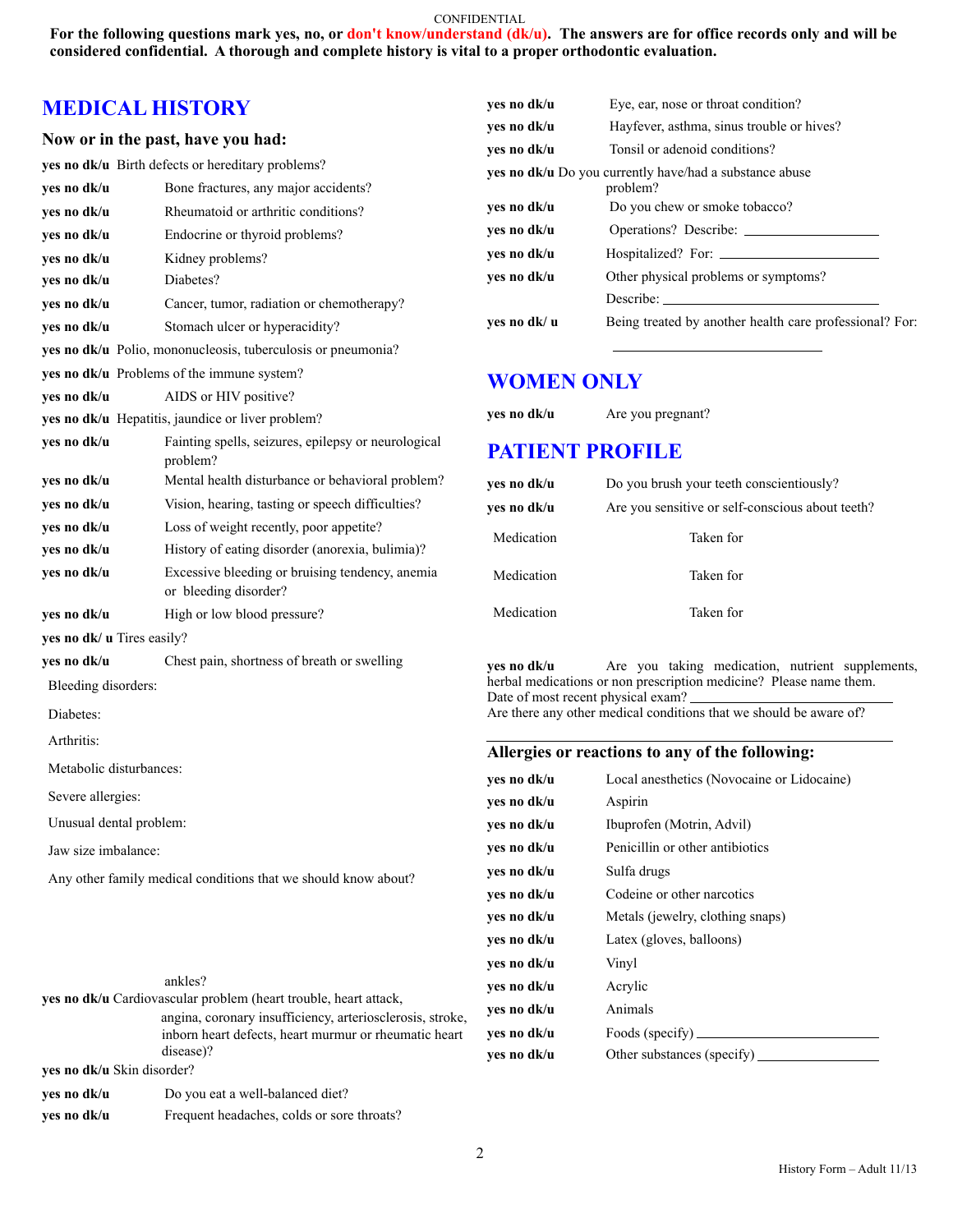CONFIDENTIAL

**For the following questions mark yes, no, or don't know/understand (dk/u). The answers are for office records only and will be considered confidential. A thorough and complete history is vital to a proper orthodontic evaluation.**

## MEDICAL HISTORY

### Now or in the past, have you had:

**yes no dk/u** Birth defects or hereditary problems?

**yes no dk/u** Bone fractures, any major accidents?

**yes no dk/u** Rheumatoid or arthritic conditions?

**yes no dk/u** Endocrine or thyroid problems?

**yes no dk/u** Kidney problems?

**yes no dk/u** Diabetes?

**yes no dk/u** Cancer, tumor, radiation or chemotherapy?

**yes no dk/u** Stomach ulcer or hyperacidity?

**yes no dk/u** Polio, mononucleosis, tuberculosis or pneumonia?

**yes no dk/u** Problems of the immune system?

**yes no dk/u** AIDS or HIV positive?

**yes no dk/u** Hepatitis, jaundice or liver problem?

**yes no dk/u** Fainting spells, seizures, epilepsy or neurological problem?

**yes no dk/u** Mental health disturbance or behavioral problem?

**yes no dk/u** Vision, hearing, tasting or speech difficulties?

**yes no dk/u** Loss of weight recently, poor appetite?

**yes no dk/u** History of eating disorder (anorexia, bulimia)?

**yes no dk/u** Excessive bleeding or bruising tendency, anemia or bleeding disorder?

**yes no dk/u** High or low blood pressure?

**yes no dk/ u** Tires easily?

**yes no dk/u** Chest pain, shortness of breath or swelling ankles?

**yes no dk/u** Cardiovascular problem (heart trouble, heart attack, angina, coronary insufficiency, arteriosclerosis, stroke, inborn heart defects, heart murmur or rheumatic heart disease)?

**yes no dk/u** Skin disorder?

**yes no dk/u** Do you eat a well-balanced diet?

**yes no dk/u** Frequent headaches, colds or sore throats?

**yes no dk/u** Eye, ear, nose or throat condition?

**yes no dk/u** Hayfever, asthma, sinus trouble or hives?

**yes no dk/u** Tonsil or adenoid conditions?

**yes no dk/u** Do you currently have/had a substance abuse problem?

**yes no dk/u** Do you chew or smoke tobacco?

**yes no dk/u** Operations? Describe: ____________________

**yes no dk/u** Hospitalized? For: ____________________

**yes no dk/u** Other physical problems or symptoms? Describe: ____________________

**yes no dk/ u** Being treated by another health care professional? For: ____________________

Bleeding disorders:

Diabetes:

Arthritis:

Metabolic disturbances:

Severe allergies:

Unusual dental problem:

Jaw size imbalance:

Any other family medical conditions that we should know about?

## WOMEN ONLY

**yes no dk/u** Are you pregnant?

## PATIENT PROFILE

**yes no dk/u** Do you brush your teeth conscientiously?

**yes no dk/u** Are you sensitive or self-conscious about teeth?

Medication Taken for

Medication Taken for

Medication Taken for

**yes no dk/u** Are you taking medication, nutrient supplements, herbal medications or non prescription medicine? Please name them.

Date of most recent physical exam? ____________________

Are there any other medical conditions that we should be aware of?

### Allergies or reactions to any of the following:

**yes no dk/u** Local anesthetics (Novocaine or Lidocaine)

**yes no dk/u** Aspirin

**yes no dk/u** Ibuprofen (Motrin, Advil)

**yes no dk/u** Penicillin or other antibiotics

**yes no dk/u** Sulfa drugs

**yes no dk/u** Codeine or other narcotics

**yes no dk/u** Metals (jewelry, clothing snaps)

**yes no dk/u** Latex (gloves, balloons)

**yes no dk/u** Vinyl

**yes no dk/u** Acrylic

**yes no dk/u** Animals

**yes no dk/u** Foods (specify) ____________________

**yes no dk/u** Other substances (specify) ____________________

History Form – Adult 11/13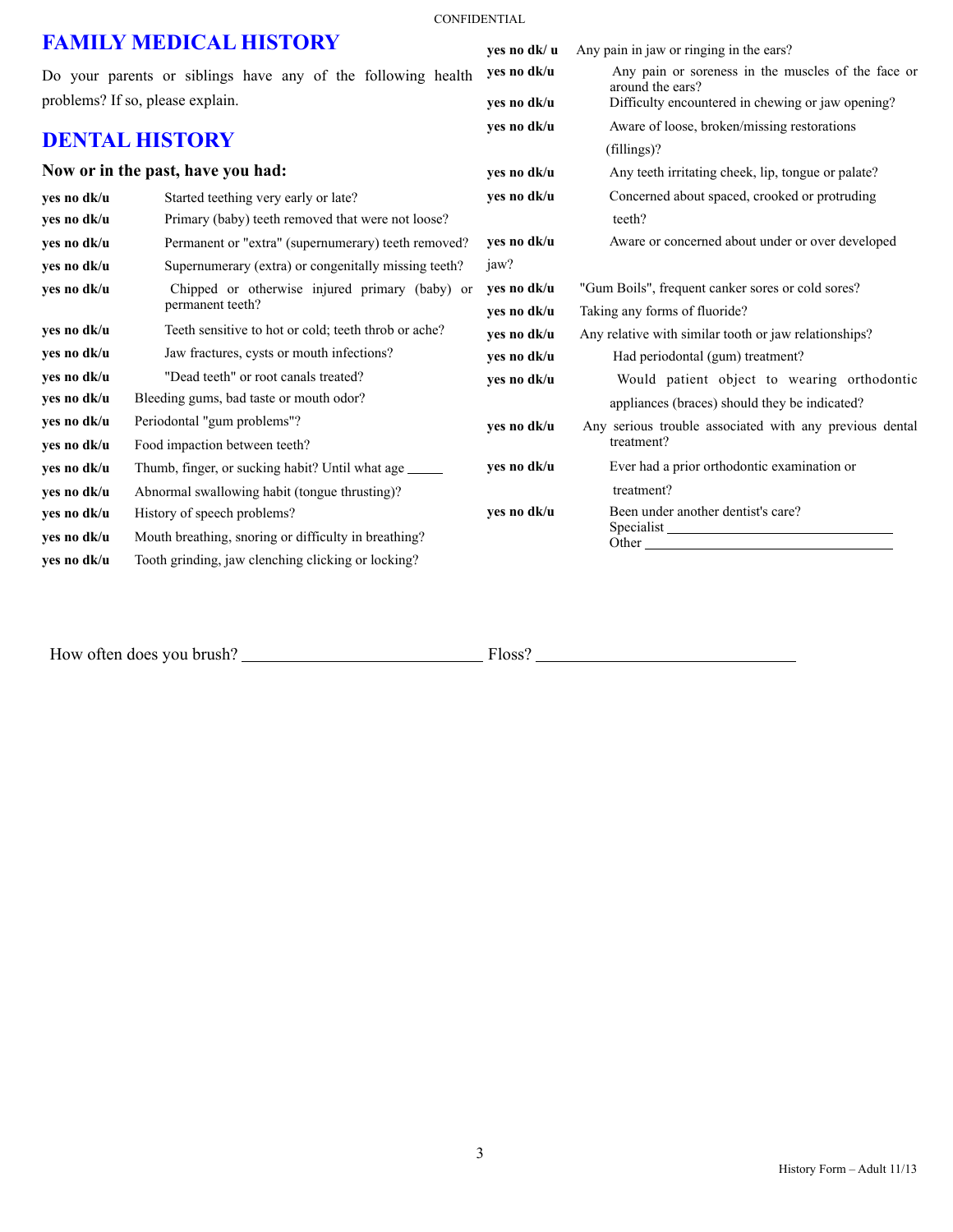CONFIDENTIAL

## FAMILY MEDICAL HISTORY

Do your parents or siblings have any of the following health problems? If so, please explain.

## DENTAL HISTORY

**Now or in the past, have you had:**

**yes no dk/u** Started teething very early or late?

**yes no dk/u** Primary (baby) teeth removed that were not loose?

**yes no dk/u** Permanent or "extra" (supernumerary) teeth removed?

**yes no dk/u** Supernumerary (extra) or congenitally missing teeth?

**yes no dk/u** Chipped or otherwise injured primary (baby) or permanent teeth?

**yes no dk/u** Teeth sensitive to hot or cold; teeth throb or ache?

**yes no dk/u** Jaw fractures, cysts or mouth infections?

**yes no dk/u** "Dead teeth" or root canals treated?

**yes no dk/u** Bleeding gums, bad taste or mouth odor?

**yes no dk/u** Periodontal "gum problems"?

**yes no dk/u** Food impaction between teeth?

**yes no dk/u** Thumb, finger, or sucking habit? Until what age _____

**yes no dk/u** Abnormal swallowing habit (tongue thrusting)?

**yes no dk/u** History of speech problems?

**yes no dk/u** Mouth breathing, snoring or difficulty in breathing?

**yes no dk/u** Tooth grinding, jaw clenching clicking or locking?

**yes no dk/ u** Any pain in jaw or ringing in the ears?

**yes no dk/u** Any pain or soreness in the muscles of the face or around the ears?

**yes no dk/u** Difficulty encountered in chewing or jaw opening?

**yes no dk/u** Aware of loose, broken/missing restorations (fillings)?

**yes no dk/u** Any teeth irritating cheek, lip, tongue or palate?

**yes no dk/u** Concerned about spaced, crooked or protruding teeth?

**yes no dk/u** Aware or concerned about under or over developed jaw?

**yes no dk/u** "Gum Boils", frequent canker sores or cold sores?

**yes no dk/u** Taking any forms of fluoride?

**yes no dk/u** Any relative with similar tooth or jaw relationships?

**yes no dk/u** Had periodontal (gum) treatment?

**yes no dk/u** Would patient object to wearing orthodontic appliances (braces) should they be indicated?

**yes no dk/u** Any serious trouble associated with any previous dental treatment?

**yes no dk/u** Ever had a prior orthodontic examination or treatment?

**yes no dk/u** Been under another dentist's care?
Specialist ______________________________
Other ______________________________

How often does you brush? ______________________________ Floss? ______________________________

History Form – Adult 11/13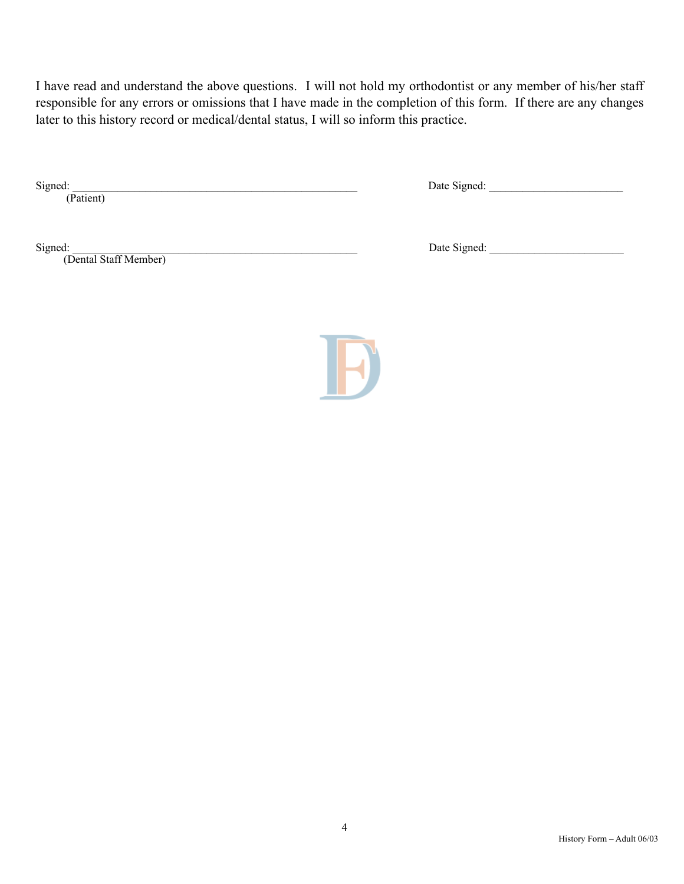I have read and understand the above questions. I will not hold my orthodontist or any member of his/her staff responsible for any errors or omissions that I have made in the completion of this form. If there are any changes later to this history record or medical/dental status, I will so inform this practice.

Signed: ___________________________________________________ Date Signed: ________________________
(Patient)

Signed: ___________________________________________________ Date Signed: ________________________
(Dental Staff Member)